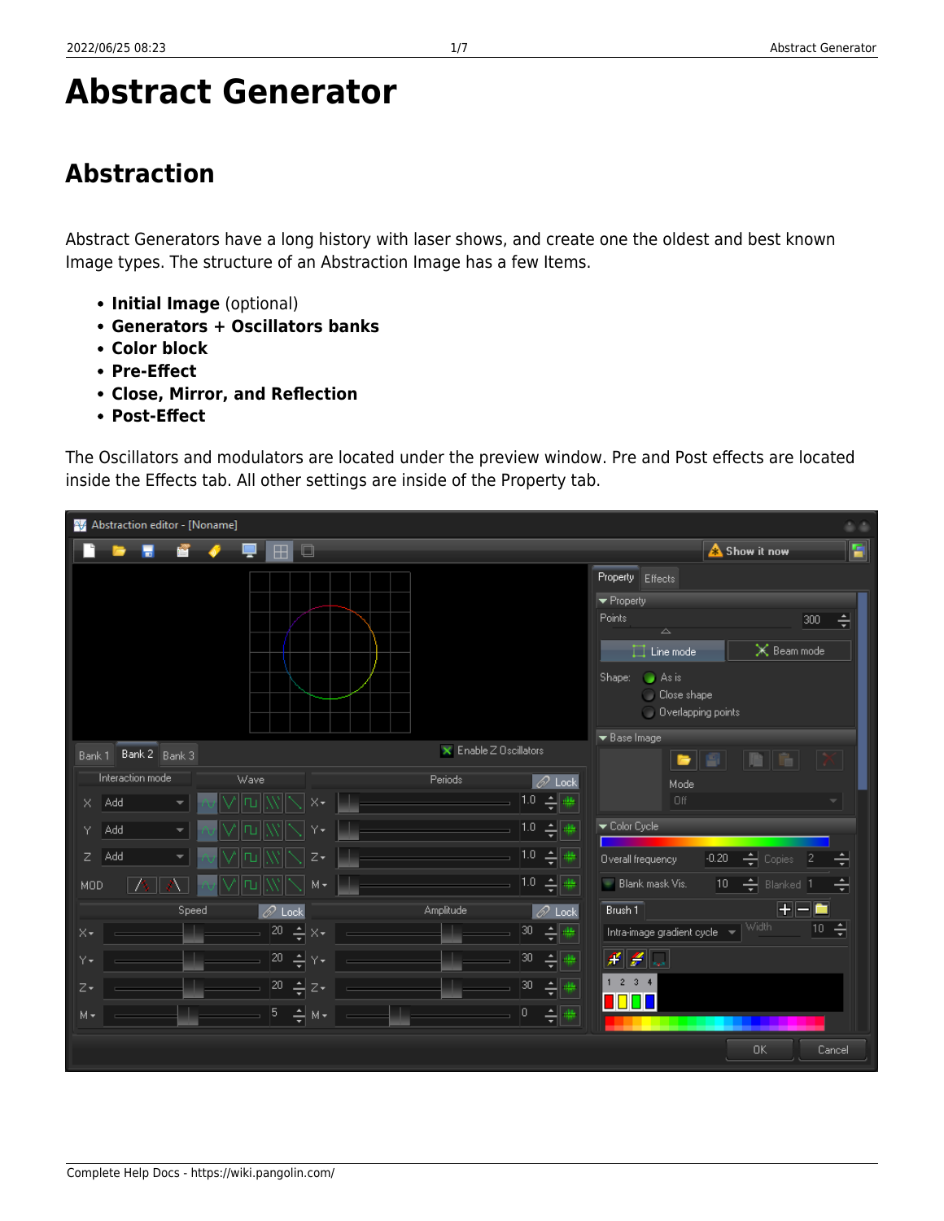# Abstract Generator

## Abstraction

Abstract Generators have a long history with laser shows, and create one the oldest and best known Image types. The structure of an Abstraction Image has a few Items.

- **Initial Image** (optional)
- **Generators + Oscillators banks**
- **Color block**
- **Pre-Effect**
- **Close, Mirror, and Reflection**
- **Post-Effect**

The Oscillators and modulators are located under the preview window. Pre and Post effects are located inside the Effects tab. All other settings are inside of the Property tab.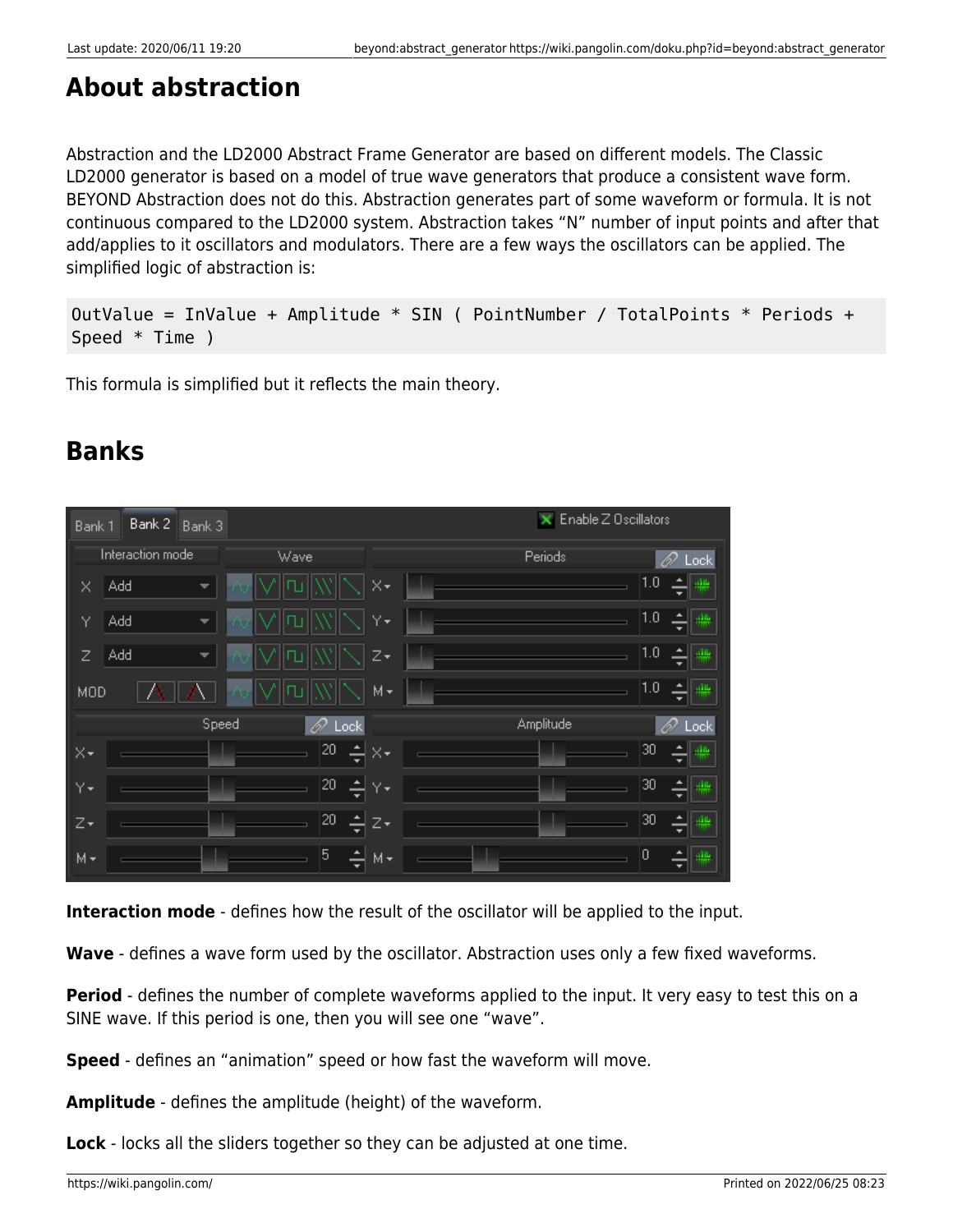## About abstraction

Abstraction and the LD2000 Abstract Frame Generator are based on different models. The Classic LD2000 generator is based on a model of true wave generators that produce a consistent wave form. BEYOND Abstraction does not do this. Abstraction generates part of some waveform or formula. It is not continuous compared to the LD2000 system. Abstraction takes "N" number of input points and after that add/applies to it oscillators and modulators. There are a few ways the oscillators can be applied. The simplified logic of abstraction is:

```
OutValue = InValue + Amplitude * SIN ( PointNumber / TotalPoints * Periods + Speed * Time )
```

This formula is simplified but it reflects the main theory.

## Banks

**Interaction mode** - defines how the result of the oscillator will be applied to the input.

**Wave** - defines a wave form used by the oscillator. Abstraction uses only a few fixed waveforms.

**Period** - defines the number of complete waveforms applied to the input. It very easy to test this on a SINE wave. If this period is one, then you will see one "wave".

**Speed** - defines an "animation" speed or how fast the waveform will move.

**Amplitude** - defines the amplitude (height) of the waveform.

**Lock** - locks all the sliders together so they can be adjusted at one time.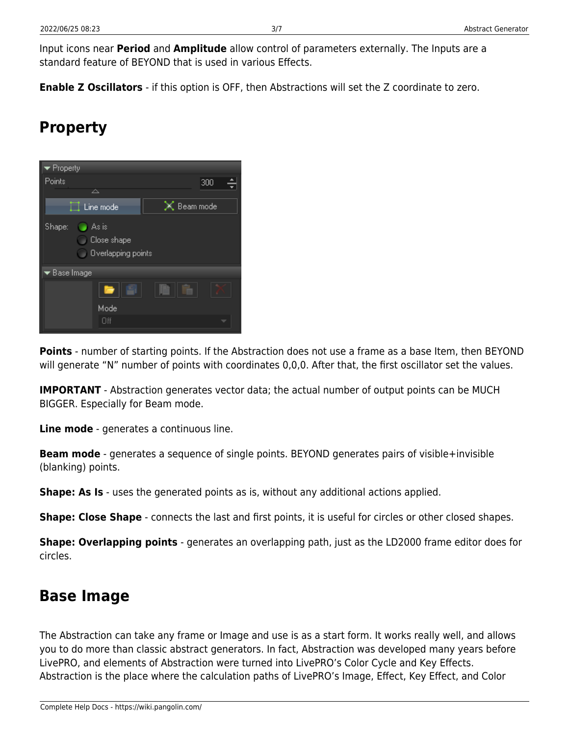Input icons near **Period** and **Amplitude** allow control of parameters externally. The Inputs are a standard feature of BEYOND that is used in various Effects.

**Enable Z Oscillators** - if this option is OFF, then Abstractions will set the Z coordinate to zero.

## Property

**Points** - number of starting points. If the Abstraction does not use a frame as a base Item, then BEYOND will generate “N” number of points with coordinates 0,0,0. After that, the first oscillator set the values.

**IMPORTANT** - Abstraction generates vector data; the actual number of output points can be MUCH BIGGER. Especially for Beam mode.

**Line mode** - generates a continuous line.

**Beam mode** - generates a sequence of single points. BEYOND generates pairs of visible+invisible (blanking) points.

**Shape: As Is** - uses the generated points as is, without any additional actions applied.

**Shape: Close Shape** - connects the last and first points, it is useful for circles or other closed shapes.

**Shape: Overlapping points** - generates an overlapping path, just as the LD2000 frame editor does for circles.

## Base Image

The Abstraction can take any frame or Image and use is as a start form. It works really well, and allows you to do more than classic abstract generators. In fact, Abstraction was developed many years before LivePRO, and elements of Abstraction were turned into LivePRO’s Color Cycle and Key Effects. Abstraction is the place where the calculation paths of LivePRO’s Image, Effect, Key Effect, and Color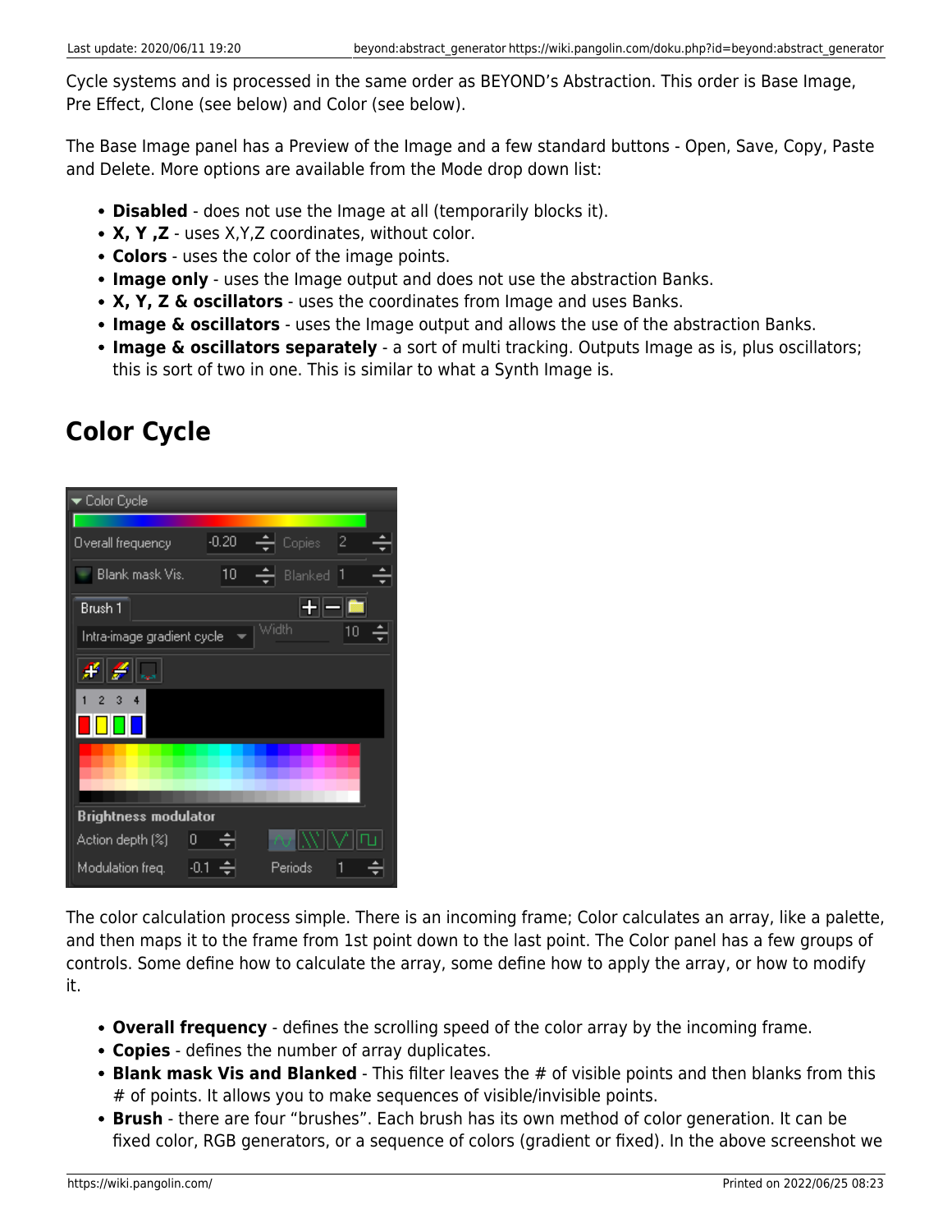Cycle systems and is processed in the same order as BEYOND's Abstraction. This order is Base Image, Pre Effect, Clone (see below) and Color (see below).

The Base Image panel has a Preview of the Image and a few standard buttons - Open, Save, Copy, Paste and Delete. More options are available from the Mode drop down list:

- **Disabled** - does not use the Image at all (temporarily blocks it).
- **X, Y ,Z** - uses X,Y,Z coordinates, without color.
- **Colors** - uses the color of the image points.
- **Image only** - uses the Image output and does not use the abstraction Banks.
- **X, Y, Z & oscillators** - uses the coordinates from Image and uses Banks.
- **Image & oscillators** - uses the Image output and allows the use of the abstraction Banks.
- **Image & oscillators separately** - a sort of multi tracking. Outputs Image as is, plus oscillators; this is sort of two in one. This is similar to what a Synth Image is.

## Color Cycle

The color calculation process simple. There is an incoming frame; Color calculates an array, like a palette, and then maps it to the frame from 1st point down to the last point. The Color panel has a few groups of controls. Some define how to calculate the array, some define how to apply the array, or how to modify it.

- **Overall frequency** - defines the scrolling speed of the color array by the incoming frame.
- **Copies** - defines the number of array duplicates.
- **Blank mask Vis and Blanked** - This filter leaves the # of visible points and then blanks from this # of points. It allows you to make sequences of visible/invisible points.
- **Brush** - there are four "brushes". Each brush has its own method of color generation. It can be fixed color, RGB generators, or a sequence of colors (gradient or fixed). In the above screenshot we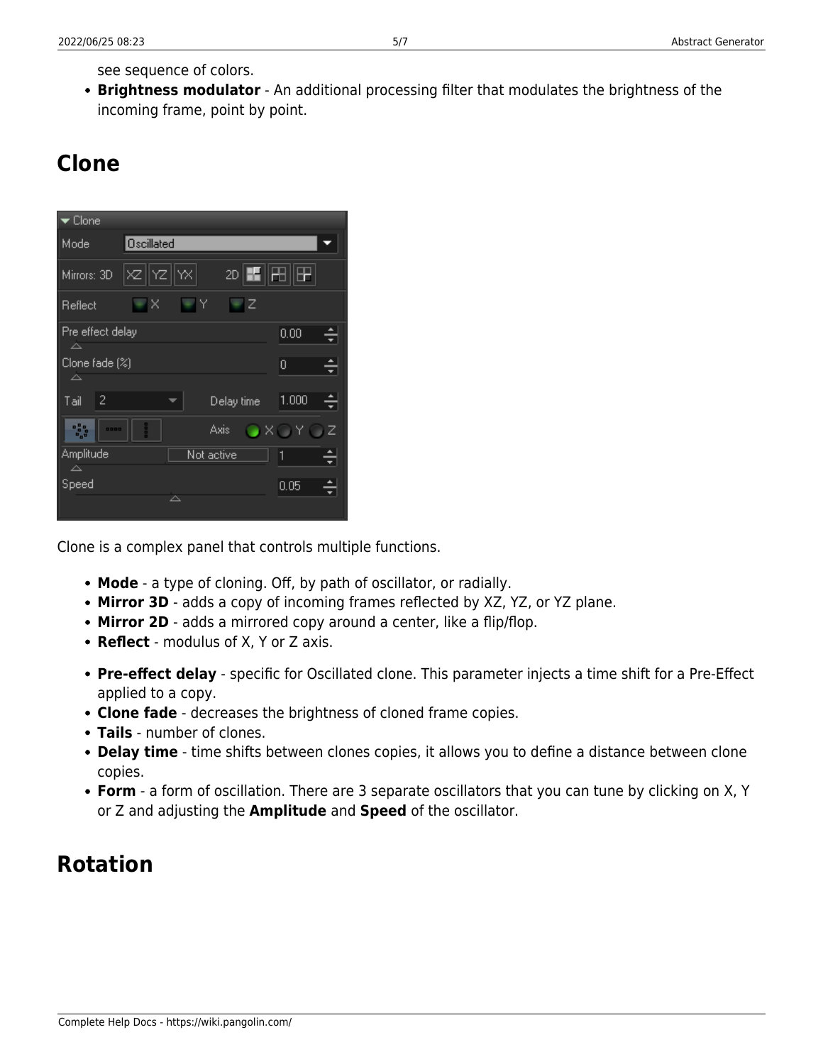see sequence of colors.
- **Brightness modulator** - An additional processing filter that modulates the brightness of the incoming frame, point by point.

## Clone

Clone is a complex panel that controls multiple functions.

- **Mode** - a type of cloning. Off, by path of oscillator, or radially.
- **Mirror 3D** - adds a copy of incoming frames reflected by XZ, YZ, or YZ plane.
- **Mirror 2D** - adds a mirrored copy around a center, like a flip/flop.
- **Reflect** - modulus of X, Y or Z axis.

- **Pre-effect delay** - specific for Oscillated clone. This parameter injects a time shift for a Pre-Effect applied to a copy.
- **Clone fade** - decreases the brightness of cloned frame copies.
- **Tails** - number of clones.
- **Delay time** - time shifts between clones copies, it allows you to define a distance between clone copies.
- **Form** - a form of oscillation. There are 3 separate oscillators that you can tune by clicking on X, Y or Z and adjusting the **Amplitude** and **Speed** of the oscillator.

## Rotation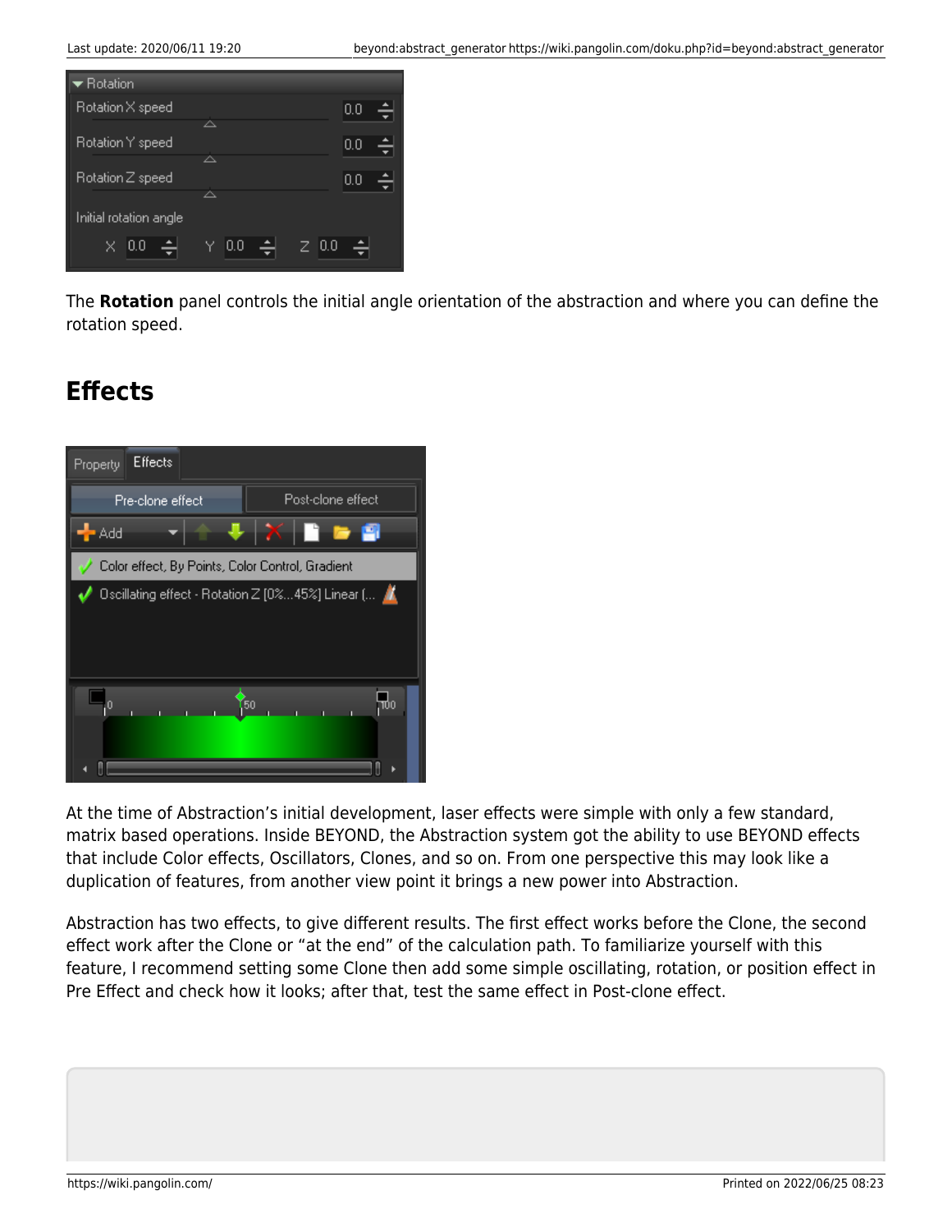The **Rotation** panel controls the initial angle orientation of the abstraction and where you can define the rotation speed.

## Effects

At the time of Abstraction's initial development, laser effects were simple with only a few standard, matrix based operations. Inside BEYOND, the Abstraction system got the ability to use BEYOND effects that include Color effects, Oscillators, Clones, and so on. From one perspective this may look like a duplication of features, from another view point it brings a new power into Abstraction.

Abstraction has two effects, to give different results. The first effect works before the Clone, the second effect work after the Clone or "at the end" of the calculation path. To familiarize yourself with this feature, I recommend setting some Clone then add some simple oscillating, rotation, or position effect in Pre Effect and check how it looks; after that, test the same effect in Post-clone effect.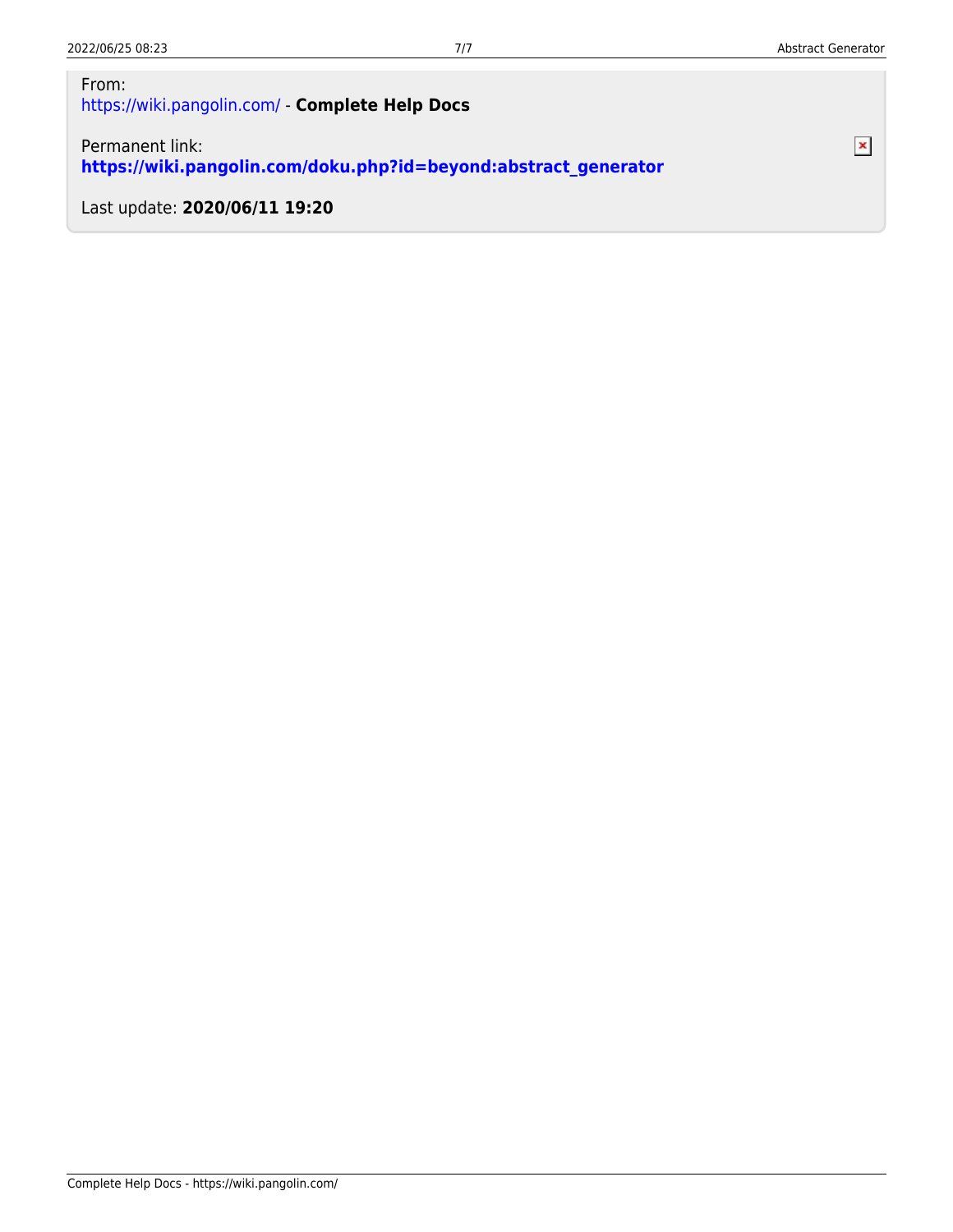From:
https://wiki.pangolin.com/ - **Complete Help Docs**

Permanent link:
**https://wiki.pangolin.com/doku.php?id=beyond:abstract_generator**

Last update: **2020/06/11 19:20**